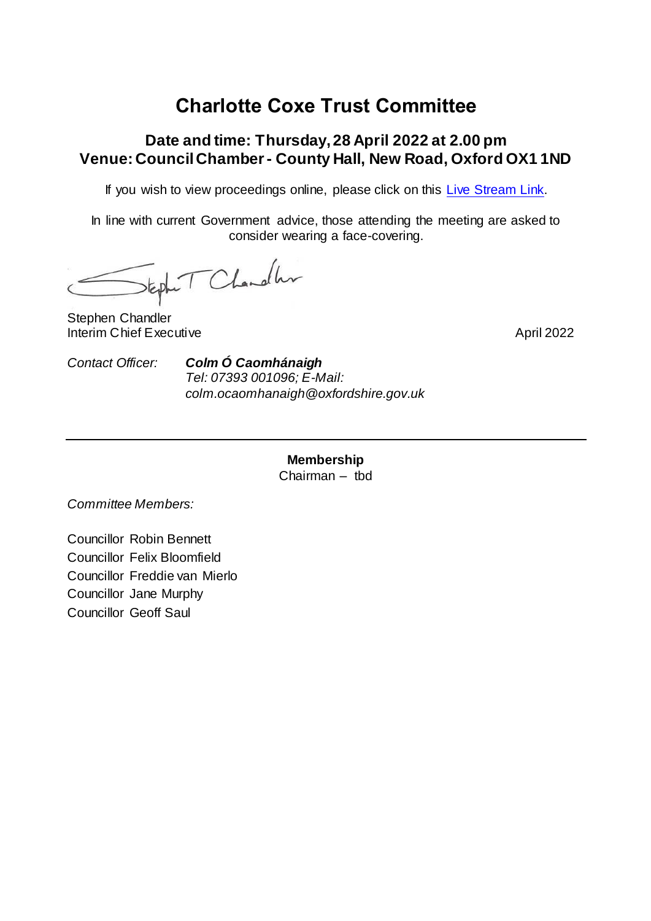# Charlotte Coxe Trust Committee

## Date and time: Thursday, 28 April 2022 at 2.00 pm
## Venue: Council Chamber - County Hall, New Road, Oxford OX1 1ND

If you wish to view proceedings online, please click on this Live Stream Link.

In line with current Government advice, those attending the meeting are asked to consider wearing a face-covering.

Stephen Chandler
Interim Chief Executive

April 2022

*Contact Officer:* ***Colm Ó Caomhánaigh***
*Tel: 07393 001096; E-Mail: colm.ocaomhanaigh@oxfordshire.gov.uk*

---

**Membership**
Chairman – tbd

*Committee Members:*

Councillor Robin Bennett
Councillor Felix Bloomfield
Councillor Freddie van Mierlo
Councillor Jane Murphy
Councillor Geoff Saul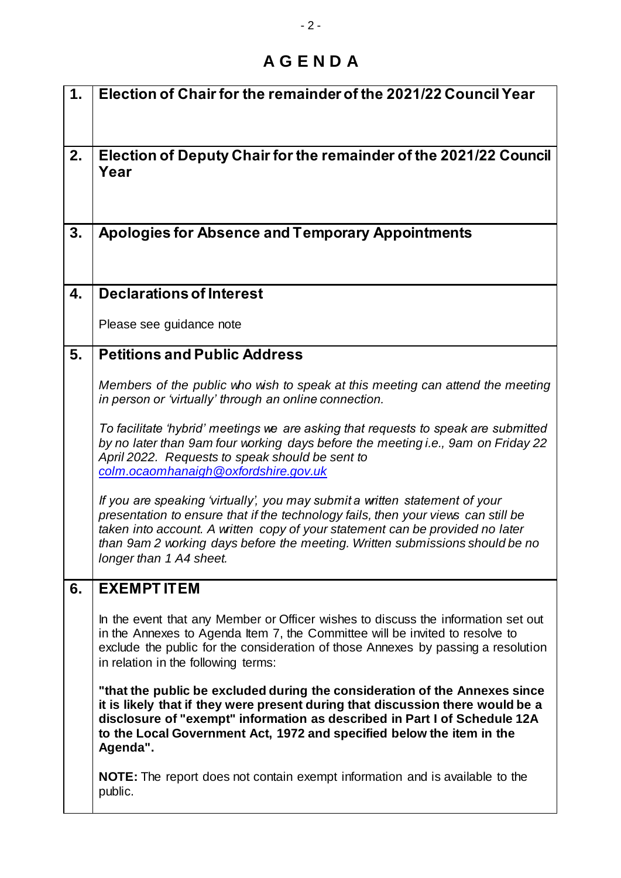# AGENDA

| | |
|---|---|
| **1.** | **Election of Chair for the remainder of the 2021/22 Council Year** |
| **2.** | **Election of Deputy Chair for the remainder of the 2021/22 Council Year** |
| **3.** | **Apologies for Absence and Temporary Appointments** |
| **4.** | **Declarations of Interest**<br><br>Please see guidance note |
| **5.** | **Petitions and Public Address**<br><br>*Members of the public who wish to speak at this meeting can attend the meeting in person or 'virtually' through an online connection.*<br><br>*To facilitate 'hybrid' meetings we are asking that requests to speak are submitted by no later than 9am four working days before the meeting i.e., 9am on Friday 22 April 2022. Requests to speak should be sent to* *colm.ocaomhanaigh@oxfordshire.gov.uk*<br><br>*If you are speaking 'virtually', you may submit a written statement of your presentation to ensure that if the technology fails, then your views can still be taken into account. A written copy of your statement can be provided no later than 9am 2 working days before the meeting. Written submissions should be no longer than 1 A4 sheet.* |
| **6.** | **EXEMPT ITEM**<br><br>In the event that any Member or Officer wishes to discuss the information set out in the Annexes to Agenda Item 7, the Committee will be invited to resolve to exclude the public for the consideration of those Annexes by passing a resolution in relation in the following terms:<br><br>**"that the public be excluded during the consideration of the Annexes since it is likely that if they were present during that discussion there would be a disclosure of "exempt" information as described in Part I of Schedule 12A to the Local Government Act, 1972 and specified below the item in the Agenda".**<br><br>**NOTE:** The report does not contain exempt information and is available to the public. |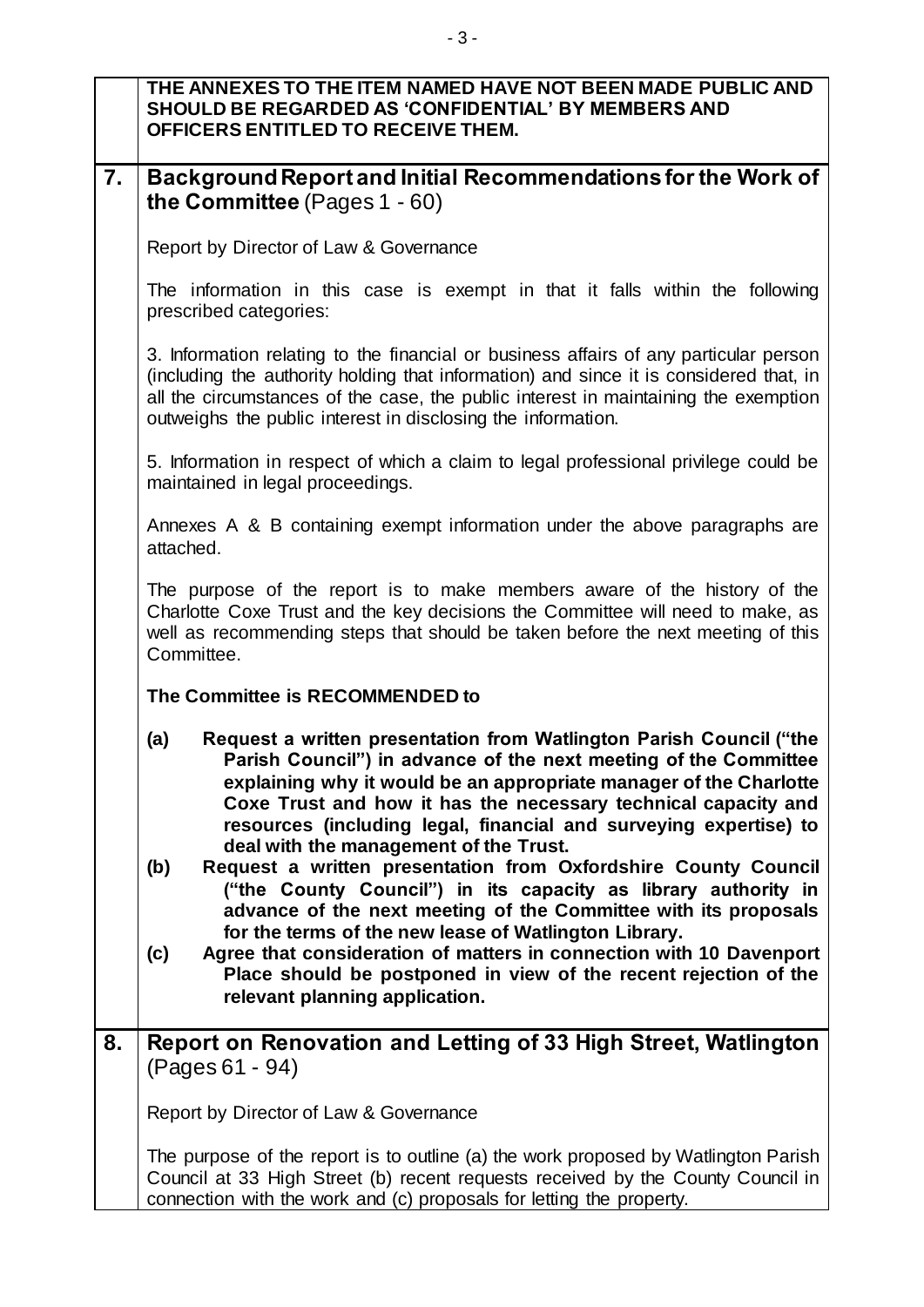**THE ANNEXES TO THE ITEM NAMED HAVE NOT BEEN MADE PUBLIC AND SHOULD BE REGARDED AS 'CONFIDENTIAL' BY MEMBERS AND OFFICERS ENTITLED TO RECEIVE THEM.**

## 7. Background Report and Initial Recommendations for the Work of the Committee (Pages 1 - 60)

Report by Director of Law & Governance

The information in this case is exempt in that it falls within the following prescribed categories:

3. Information relating to the financial or business affairs of any particular person (including the authority holding that information) and since it is considered that, in all the circumstances of the case, the public interest in maintaining the exemption outweighs the public interest in disclosing the information.

5. Information in respect of which a claim to legal professional privilege could be maintained in legal proceedings.

Annexes A & B containing exempt information under the above paragraphs are attached.

The purpose of the report is to make members aware of the history of the Charlotte Coxe Trust and the key decisions the Committee will need to make, as well as recommending steps that should be taken before the next meeting of this Committee.

**The Committee is RECOMMENDED to**

**(a) Request a written presentation from Watlington Parish Council ("the Parish Council") in advance of the next meeting of the Committee explaining why it would be an appropriate manager of the Charlotte Coxe Trust and how it has the necessary technical capacity and resources (including legal, financial and surveying expertise) to deal with the management of the Trust.**

**(b) Request a written presentation from Oxfordshire County Council ("the County Council") in its capacity as library authority in advance of the next meeting of the Committee with its proposals for the terms of the new lease of Watlington Library.**

**(c) Agree that consideration of matters in connection with 10 Davenport Place should be postponed in view of the recent rejection of the relevant planning application.**

## 8. Report on Renovation and Letting of 33 High Street, Watlington (Pages 61 - 94)

Report by Director of Law & Governance

The purpose of the report is to outline (a) the work proposed by Watlington Parish Council at 33 High Street (b) recent requests received by the County Council in connection with the work and (c) proposals for letting the property.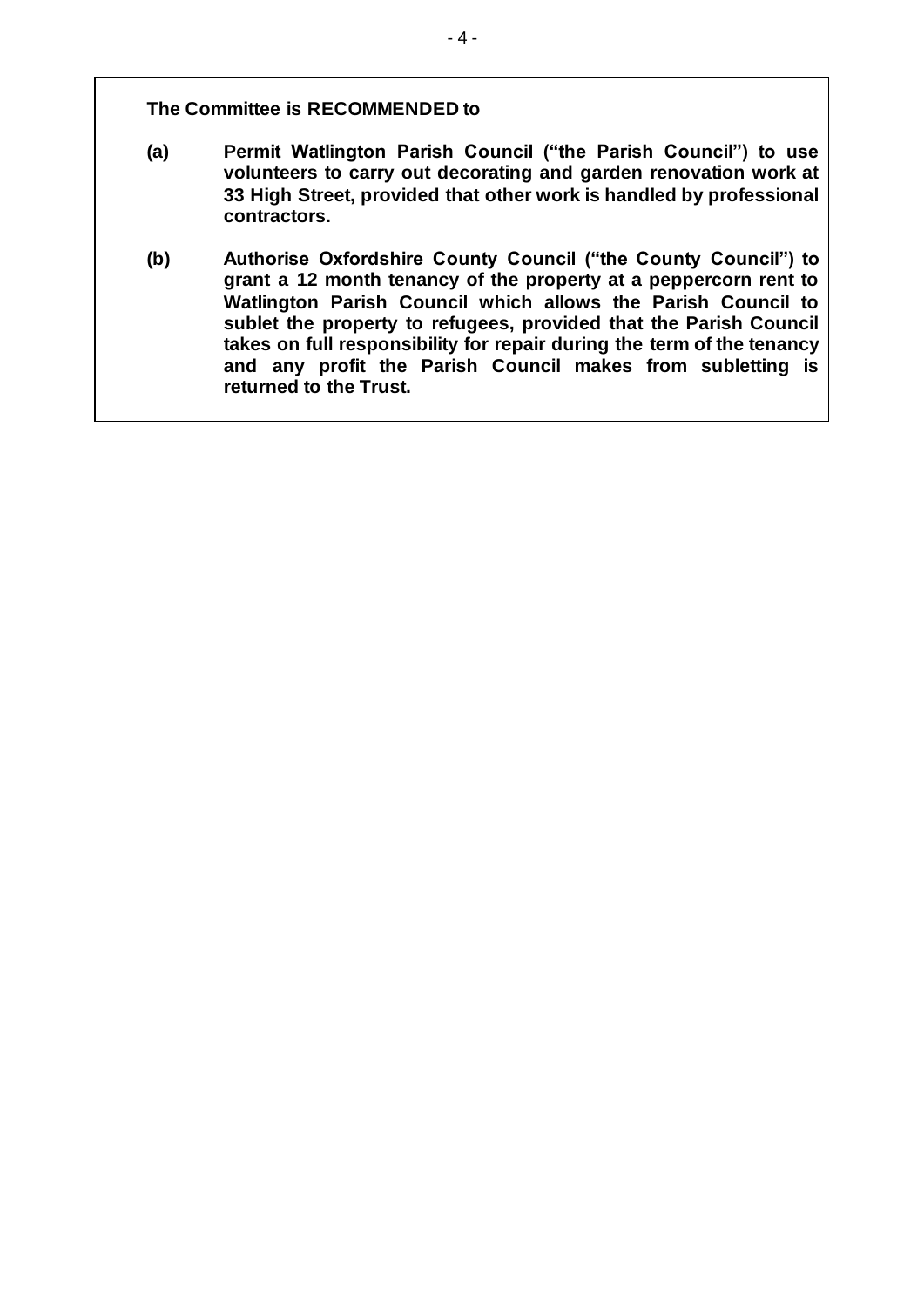**The Committee is RECOMMENDED to**

**(a)** **Permit Watlington Parish Council ("the Parish Council") to use volunteers to carry out decorating and garden renovation work at 33 High Street, provided that other work is handled by professional contractors.**

**(b)** **Authorise Oxfordshire County Council ("the County Council") to grant a 12 month tenancy of the property at a peppercorn rent to Watlington Parish Council which allows the Parish Council to sublet the property to refugees, provided that the Parish Council takes on full responsibility for repair during the term of the tenancy and any profit the Parish Council makes from subletting is returned to the Trust.**